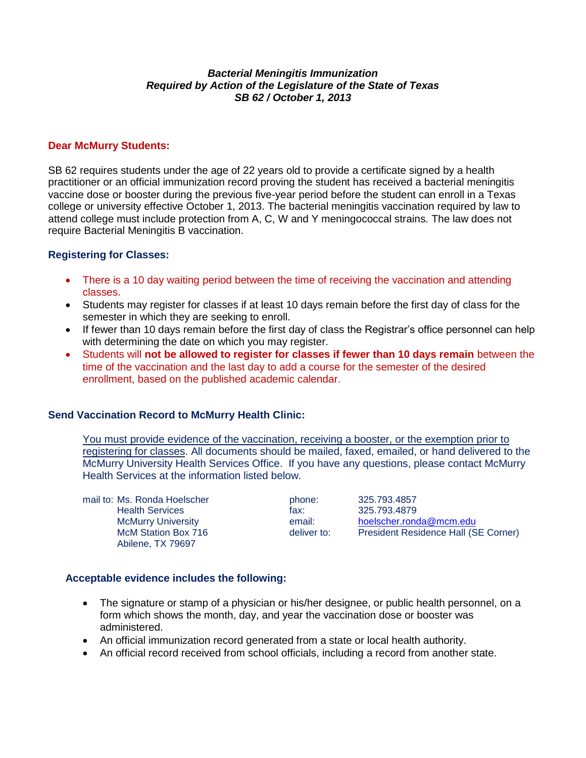***Bacterial Meningitis Immunization***
***Required by Action of the Legislature of the State of Texas***
***SB 62 / October 1, 2013***

**Dear McMurry Students:**

SB 62 requires students under the age of 22 years old to provide a certificate signed by a health practitioner or an official immunization record proving the student has received a bacterial meningitis vaccine dose or booster during the previous five-year period before the student can enroll in a Texas college or university effective October 1, 2013. The bacterial meningitis vaccination required by law to attend college must include protection from A, C, W and Y meningococcal strains. The law does not require Bacterial Meningitis B vaccination.

**Registering for Classes:**

- There is a 10 day waiting period between the time of receiving the vaccination and attending classes.
- Students may register for classes if at least 10 days remain before the first day of class for the semester in which they are seeking to enroll.
- If fewer than 10 days remain before the first day of class the Registrar's office personnel can help with determining the date on which you may register.
- Students will **not be allowed to register for classes if fewer than 10 days remain** between the time of the vaccination and the last day to add a course for the semester of the desired enrollment, based on the published academic calendar.

**Send Vaccination Record to McMurry Health Clinic:**

You must provide evidence of the vaccination, receiving a booster, or the exemption prior to registering for classes. All documents should be mailed, faxed, emailed, or hand delivered to the McMurry University Health Services Office. If you have any questions, please contact McMurry Health Services at the information listed below.

mail to: Ms. Ronda Hoelscher
Health Services
McMurry University
McM Station Box 716
Abilene, TX 79697

phone: 325.793.4857
fax: 325.793.4879
email: hoelscher.ronda@mcm.edu
deliver to: President Residence Hall (SE Corner)

**Acceptable evidence includes the following:**

- The signature or stamp of a physician or his/her designee, or public health personnel, on a form which shows the month, day, and year the vaccination dose or booster was administered.
- An official immunization record generated from a state or local health authority.
- An official record received from school officials, including a record from another state.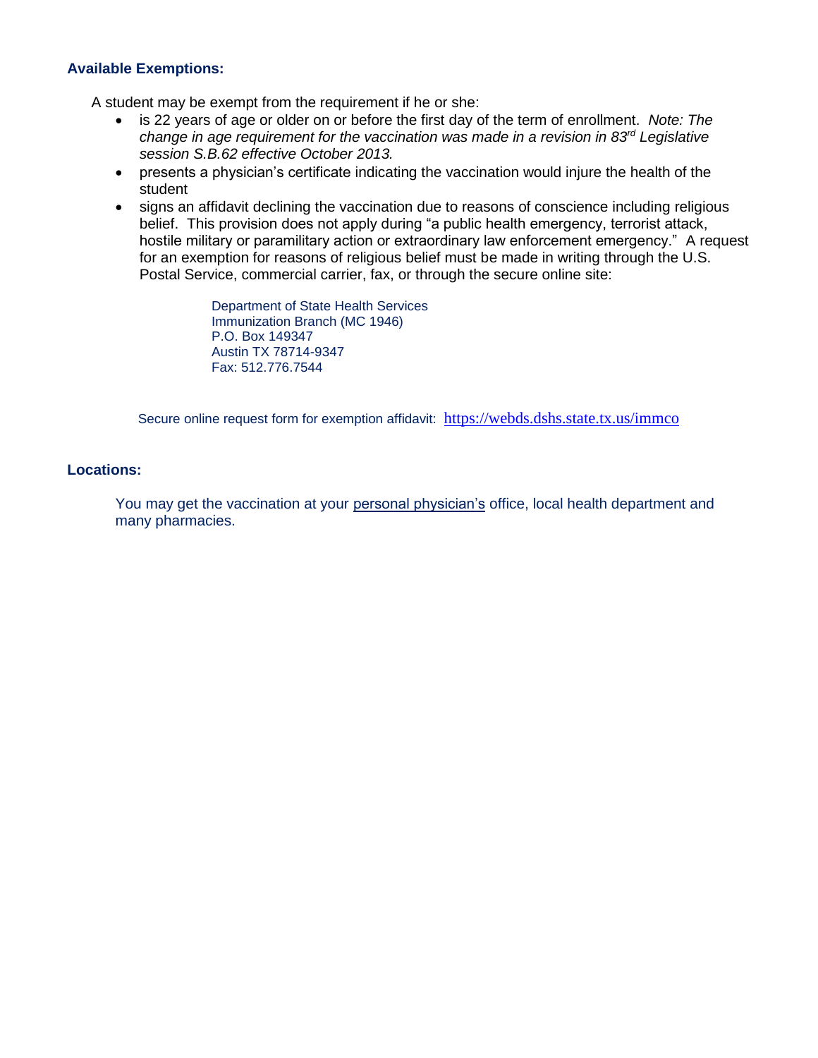**Available Exemptions:**

A student may be exempt from the requirement if he or she:

- is 22 years of age or older on or before the first day of the term of enrollment. *Note: The change in age requirement for the vaccination was made in a revision in 83rd Legislative session S.B.62 effective October 2013.*
- presents a physician's certificate indicating the vaccination would injure the health of the student
- signs an affidavit declining the vaccination due to reasons of conscience including religious belief. This provision does not apply during "a public health emergency, terrorist attack, hostile military or paramilitary action or extraordinary law enforcement emergency." A request for an exemption for reasons of religious belief must be made in writing through the U.S. Postal Service, commercial carrier, fax, or through the secure online site:

  Department of State Health Services
  Immunization Branch (MC 1946)
  P.O. Box 149347
  Austin TX 78714-9347
  Fax: 512.776.7544

Secure online request form for exemption affidavit: https://webds.dshs.state.tx.us/immco

**Locations:**

You may get the vaccination at your personal physician's office, local health department and many pharmacies.